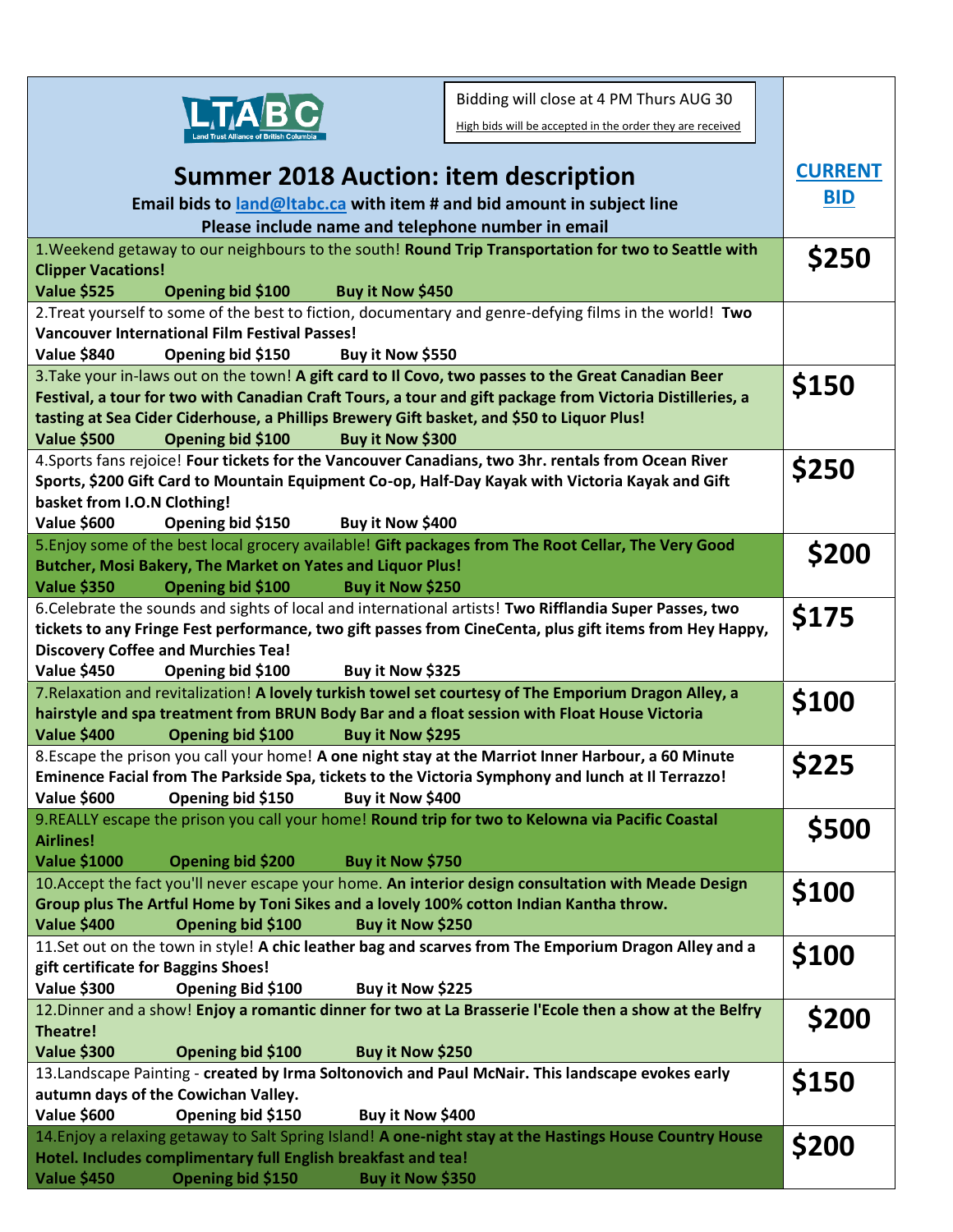LTABC Land Trust Alliance of British Columbia

Bidding will close at 4 PM Thurs AUG 30

High bids will be accepted in the order they are received

# Summer 2018 Auction: item description

**Email bids to land@ltabc.ca with item # and bid amount in subject line**
**Please include name and telephone number in email**

| Item description | CURRENT BID |
|---|---|
| 1.Weekend getaway to our neighbours to the south! **Round Trip Transportation for two to Seattle with Clipper Vacations!** **Value $525 Opening bid $100 Buy it Now $450** | $250 |
| 2.Treat yourself to some of the best to fiction, documentary and genre-defying films in the world! **Two Vancouver International Film Festival Passes!** **Value $840 Opening bid $150 Buy it Now $550** | |
| 3.Take your in-laws out on the town! **A gift card to Il Covo, two passes to the Great Canadian Beer Festival, a tour for two with Canadian Craft Tours, a tour and gift package from Victoria Distilleries, a tasting at Sea Cider Ciderhouse, a Phillips Brewery Gift basket, and $50 to Liquor Plus!** **Value $500 Opening bid $100 Buy it Now $300** | $150 |
| 4.Sports fans rejoice! **Four tickets for the Vancouver Canadians, two 3hr. rentals from Ocean River Sports, $200 Gift Card to Mountain Equipment Co-op, Half-Day Kayak with Victoria Kayak and Gift basket from I.O.N Clothing!** **Value $600 Opening bid $150 Buy it Now $400** | $250 |
| 5.Enjoy some of the best local grocery available! **Gift packages from The Root Cellar, The Very Good Butcher, Mosi Bakery, The Market on Yates and Liquor Plus!** **Value $350 Opening bid $100 Buy it Now $250** | $200 |
| 6.Celebrate the sounds and sights of local and international artists! **Two Rifflandia Super Passes, two tickets to any Fringe Fest performance, two gift passes from CineCenta, plus gift items from Hey Happy, Discovery Coffee and Murchies Tea!** **Value $450 Opening bid $100 Buy it Now $325** | $175 |
| 7.Relaxation and revitalization! **A lovely turkish towel set courtesy of The Emporium Dragon Alley, a hairstyle and spa treatment from BRUN Body Bar and a float session with Float House Victoria** **Value $400 Opening bid $100 Buy it Now $295** | $100 |
| 8.Escape the prison you call your home! **A one night stay at the Marriot Inner Harbour, a 60 Minute Eminence Facial from The Parkside Spa, tickets to the Victoria Symphony and lunch at Il Terrazzo!** **Value $600 Opening bid $150 Buy it Now $400** | $225 |
| 9.REALLY escape the prison you call your home! **Round trip for two to Kelowna via Pacific Coastal Airlines!** **Value $1000 Opening bid $200 Buy it Now $750** | $500 |
| 10.Accept the fact you'll never escape your home. **An interior design consultation with Meade Design Group plus The Artful Home by Toni Sikes and a lovely 100% cotton Indian Kantha throw.** **Value $400 Opening bid $100 Buy it Now $250** | $100 |
| 11.Set out on the town in style! **A chic leather bag and scarves from The Emporium Dragon Alley and a gift certificate for Baggins Shoes!** **Value $300 Opening Bid $100 Buy it Now $225** | $100 |
| 12.Dinner and a show! **Enjoy a romantic dinner for two at La Brasserie l'Ecole then a show at the Belfry Theatre!** **Value $300 Opening bid $100 Buy it Now $250** | $200 |
| 13.Landscape Painting - **created by Irma Soltonovich and Paul McNair. This landscape evokes early autumn days of the Cowichan Valley.** **Value $600 Opening bid $150 Buy it Now $400** | $150 |
| 14.Enjoy a relaxing getaway to Salt Spring Island! **A one-night stay at the Hastings House Country House Hotel. Includes complimentary full English breakfast and tea!** **Value $450 Opening bid $150 Buy it Now $350** | $200 |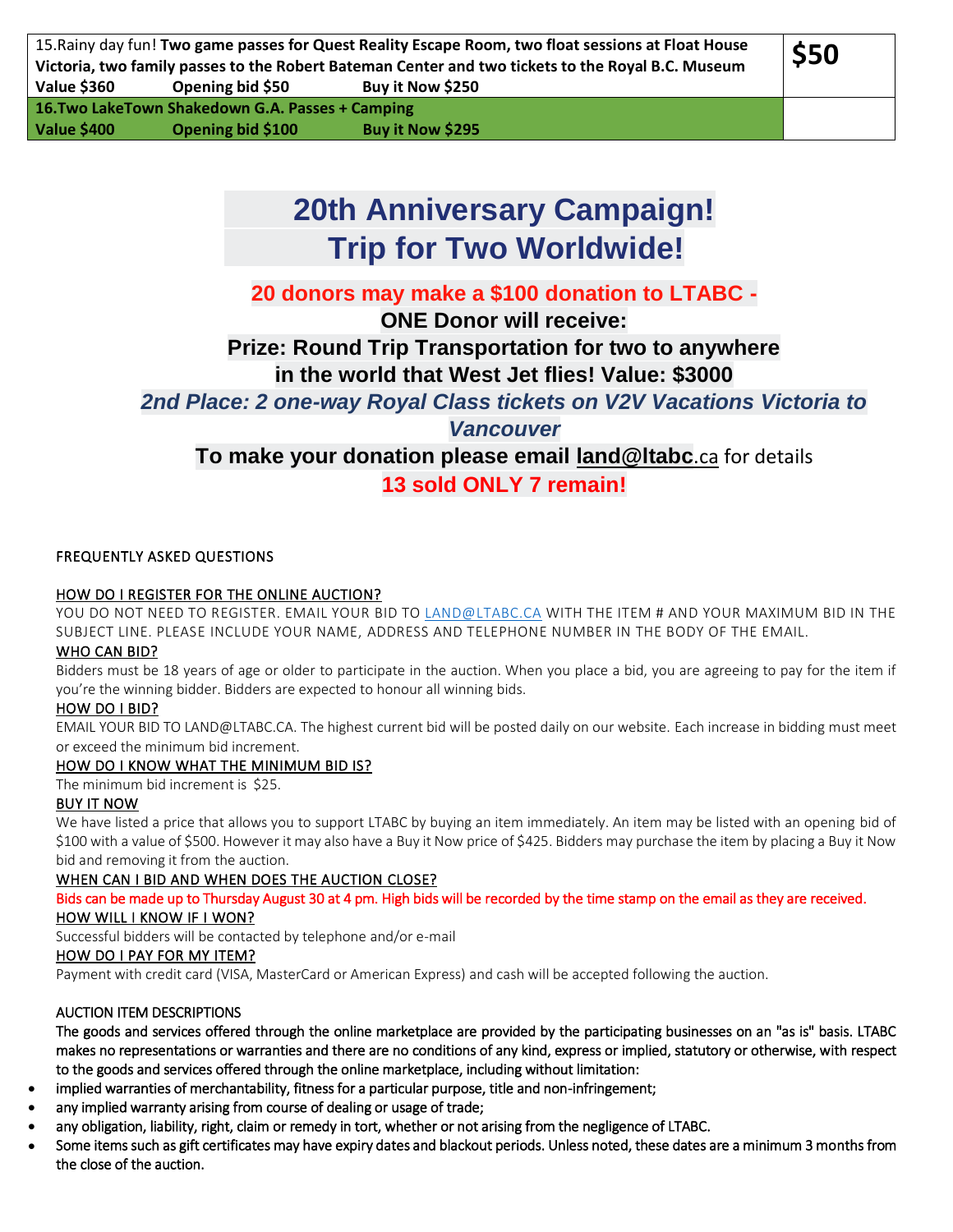| | |
|---|---|
| 15.Rainy day fun! **Two game passes for Quest Reality Escape Room, two float sessions at Float House Victoria, two family passes to the Robert Bateman Center and two tickets to the Royal B.C. Museum**<br>**Value $360 Opening bid $50 Buy it Now $250** | **$50** |
| **16.Two LakeTown Shakedown G.A. Passes + Camping**<br>**Value $400 Opening bid $100 Buy it Now $295** | |

# 20th Anniversary Campaign!
# Trip for Two Worldwide!

**20 donors may make a $100 donation to LTABC -**

**ONE Donor will receive:**

**Prize: Round Trip Transportation for two to anywhere in the world that West Jet flies! Value: $3000**

***2nd Place: 2 one-way Royal Class tickets on V2V Vacations Victoria to Vancouver***

**To make your donation please email land@ltabc.ca for details**

**13 sold ONLY 7 remain!**

FREQUENTLY ASKED QUESTIONS

HOW DO I REGISTER FOR THE ONLINE AUCTION?

YOU DO NOT NEED TO REGISTER. EMAIL YOUR BID TO LAND@LTABC.CA WITH THE ITEM # AND YOUR MAXIMUM BID IN THE SUBJECT LINE. PLEASE INCLUDE YOUR NAME, ADDRESS AND TELEPHONE NUMBER IN THE BODY OF THE EMAIL.

WHO CAN BID?

Bidders must be 18 years of age or older to participate in the auction. When you place a bid, you are agreeing to pay for the item if you're the winning bidder. Bidders are expected to honour all winning bids.

HOW DO I BID?

EMAIL YOUR BID TO LAND@LTABC.CA. The highest current bid will be posted daily on our website. Each increase in bidding must meet or exceed the minimum bid increment.

HOW DO I KNOW WHAT THE MINIMUM BID IS?

The minimum bid increment is $25.

BUY IT NOW

We have listed a price that allows you to support LTABC by buying an item immediately. An item may be listed with an opening bid of $100 with a value of $500. However it may also have a Buy it Now price of $425. Bidders may purchase the item by placing a Buy it Now bid and removing it from the auction.

WHEN CAN I BID AND WHEN DOES THE AUCTION CLOSE?

Bids can be made up to Thursday August 30 at 4 pm. High bids will be recorded by the time stamp on the email as they are received.

HOW WILL I KNOW IF I WON?

Successful bidders will be contacted by telephone and/or e-mail

HOW DO I PAY FOR MY ITEM?

Payment with credit card (VISA, MasterCard or American Express) and cash will be accepted following the auction.

AUCTION ITEM DESCRIPTIONS

The goods and services offered through the online marketplace are provided by the participating businesses on an "as is" basis. LTABC makes no representations or warranties and there are no conditions of any kind, express or implied, statutory or otherwise, with respect to the goods and services offered through the online marketplace, including without limitation:

- implied warranties of merchantability, fitness for a particular purpose, title and non-infringement;
- any implied warranty arising from course of dealing or usage of trade;
- any obligation, liability, right, claim or remedy in tort, whether or not arising from the negligence of LTABC.
- Some items such as gift certificates may have expiry dates and blackout periods. Unless noted, these dates are a minimum 3 months from the close of the auction.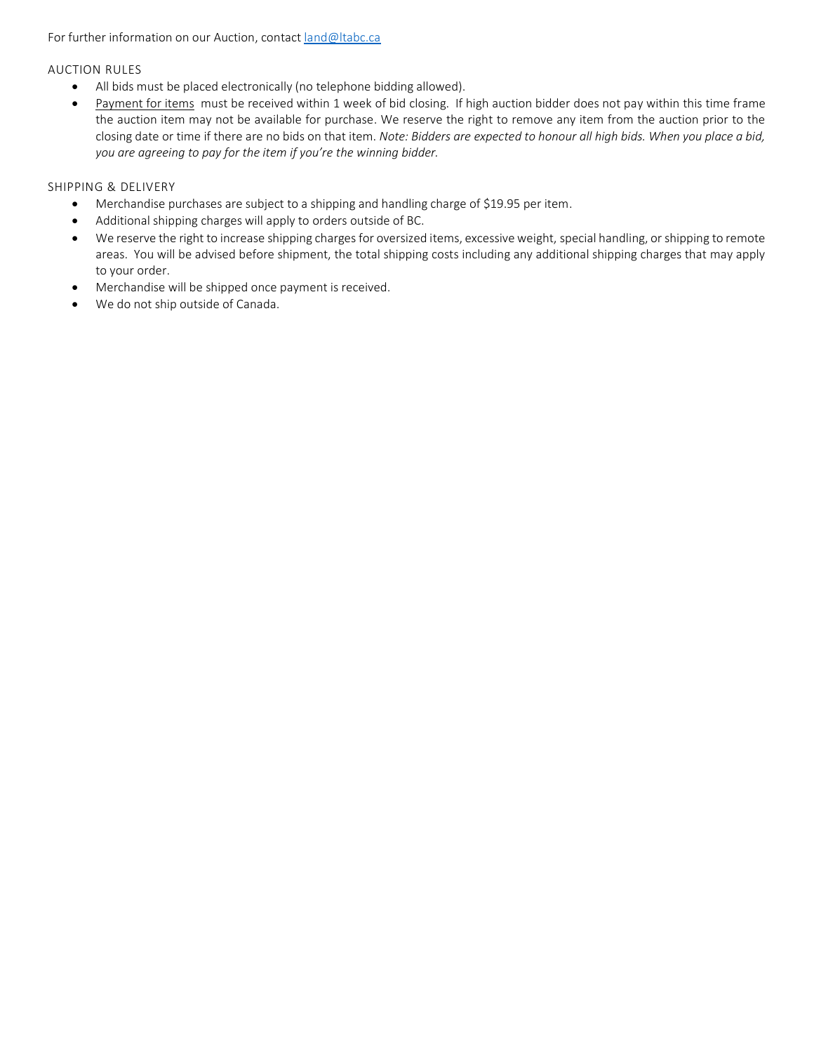For further information on our Auction, contact [land@ltabc.ca](mailto:land@ltabc.ca)

## AUCTION RULES

- All bids must be placed electronically (no telephone bidding allowed).
- Payment for items must be received within 1 week of bid closing. If high auction bidder does not pay within this time frame the auction item may not be available for purchase. We reserve the right to remove any item from the auction prior to the closing date or time if there are no bids on that item. *Note: Bidders are expected to honour all high bids. When you place a bid, you are agreeing to pay for the item if you're the winning bidder.*

## SHIPPING & DELIVERY

- Merchandise purchases are subject to a shipping and handling charge of $19.95 per item.
- Additional shipping charges will apply to orders outside of BC.
- We reserve the right to increase shipping charges for oversized items, excessive weight, special handling, or shipping to remote areas. You will be advised before shipment, the total shipping costs including any additional shipping charges that may apply to your order.
- Merchandise will be shipped once payment is received.
- We do not ship outside of Canada.